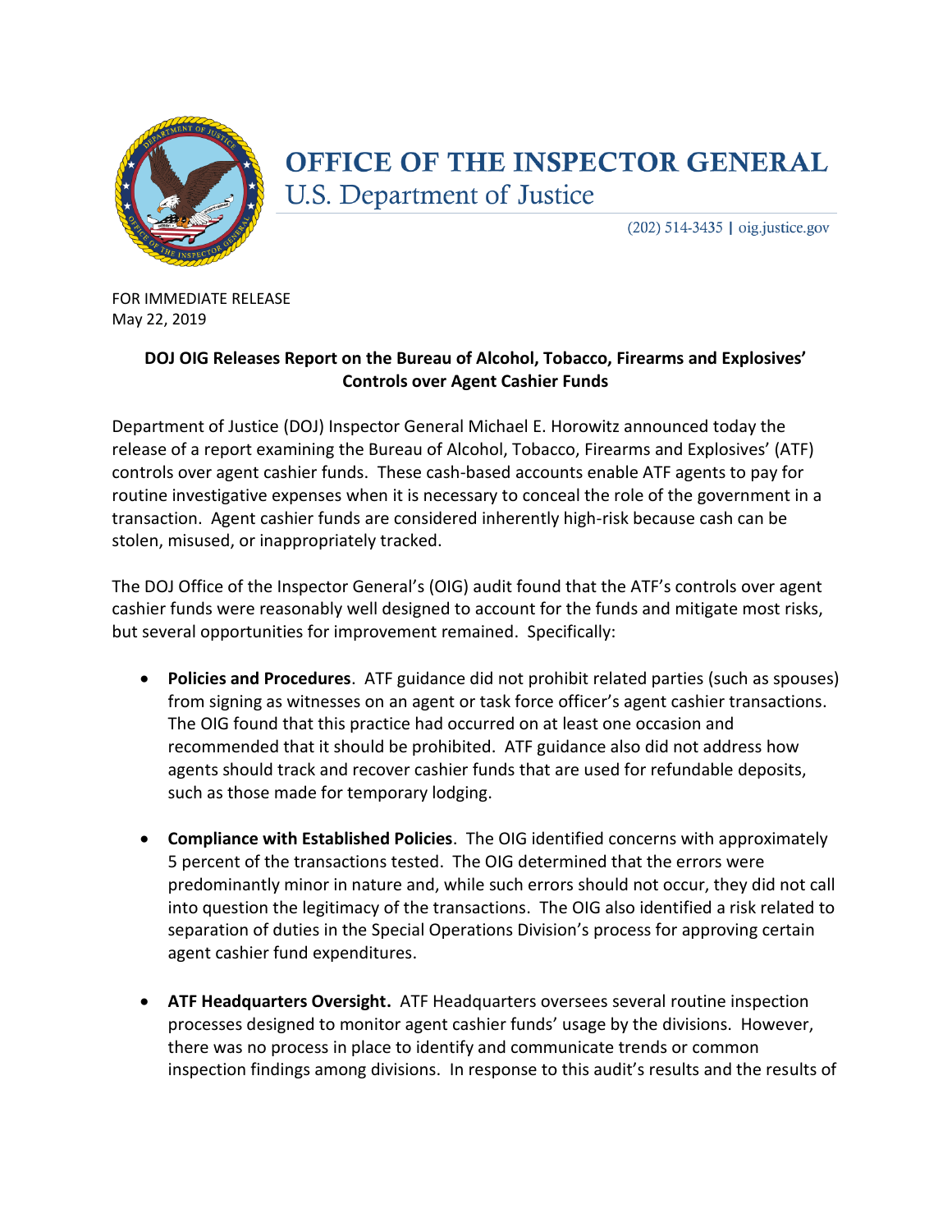# OFFICE OF THE INSPECTOR GENERAL
U.S. Department of Justice

(202) 514-3435 | oig.justice.gov

FOR IMMEDIATE RELEASE
May 22, 2019

## DOJ OIG Releases Report on the Bureau of Alcohol, Tobacco, Firearms and Explosives' Controls over Agent Cashier Funds

Department of Justice (DOJ) Inspector General Michael E. Horowitz announced today the release of a report examining the Bureau of Alcohol, Tobacco, Firearms and Explosives' (ATF) controls over agent cashier funds. These cash-based accounts enable ATF agents to pay for routine investigative expenses when it is necessary to conceal the role of the government in a transaction. Agent cashier funds are considered inherently high-risk because cash can be stolen, misused, or inappropriately tracked.

The DOJ Office of the Inspector General's (OIG) audit found that the ATF's controls over agent cashier funds were reasonably well designed to account for the funds and mitigate most risks, but several opportunities for improvement remained. Specifically:

- **Policies and Procedures**. ATF guidance did not prohibit related parties (such as spouses) from signing as witnesses on an agent or task force officer's agent cashier transactions. The OIG found that this practice had occurred on at least one occasion and recommended that it should be prohibited. ATF guidance also did not address how agents should track and recover cashier funds that are used for refundable deposits, such as those made for temporary lodging.

- **Compliance with Established Policies**. The OIG identified concerns with approximately 5 percent of the transactions tested. The OIG determined that the errors were predominantly minor in nature and, while such errors should not occur, they did not call into question the legitimacy of the transactions. The OIG also identified a risk related to separation of duties in the Special Operations Division's process for approving certain agent cashier fund expenditures.

- **ATF Headquarters Oversight.** ATF Headquarters oversees several routine inspection processes designed to monitor agent cashier funds' usage by the divisions. However, there was no process in place to identify and communicate trends or common inspection findings among divisions. In response to this audit's results and the results of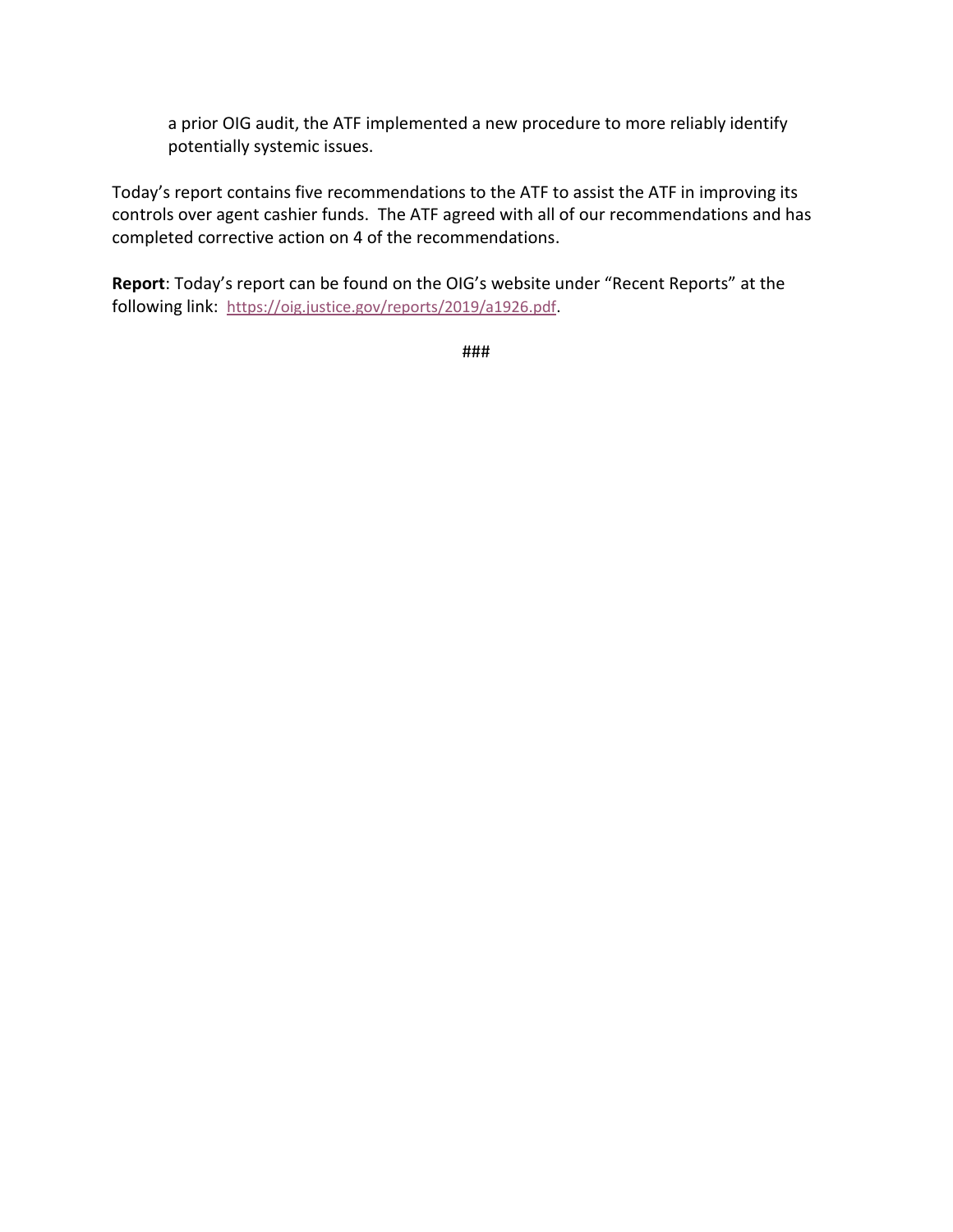a prior OIG audit, the ATF implemented a new procedure to more reliably identify potentially systemic issues.

Today's report contains five recommendations to the ATF to assist the ATF in improving its controls over agent cashier funds. The ATF agreed with all of our recommendations and has completed corrective action on 4 of the recommendations.

**Report**: Today's report can be found on the OIG's website under "Recent Reports" at the following link: https://oig.justice.gov/reports/2019/a1926.pdf.

###